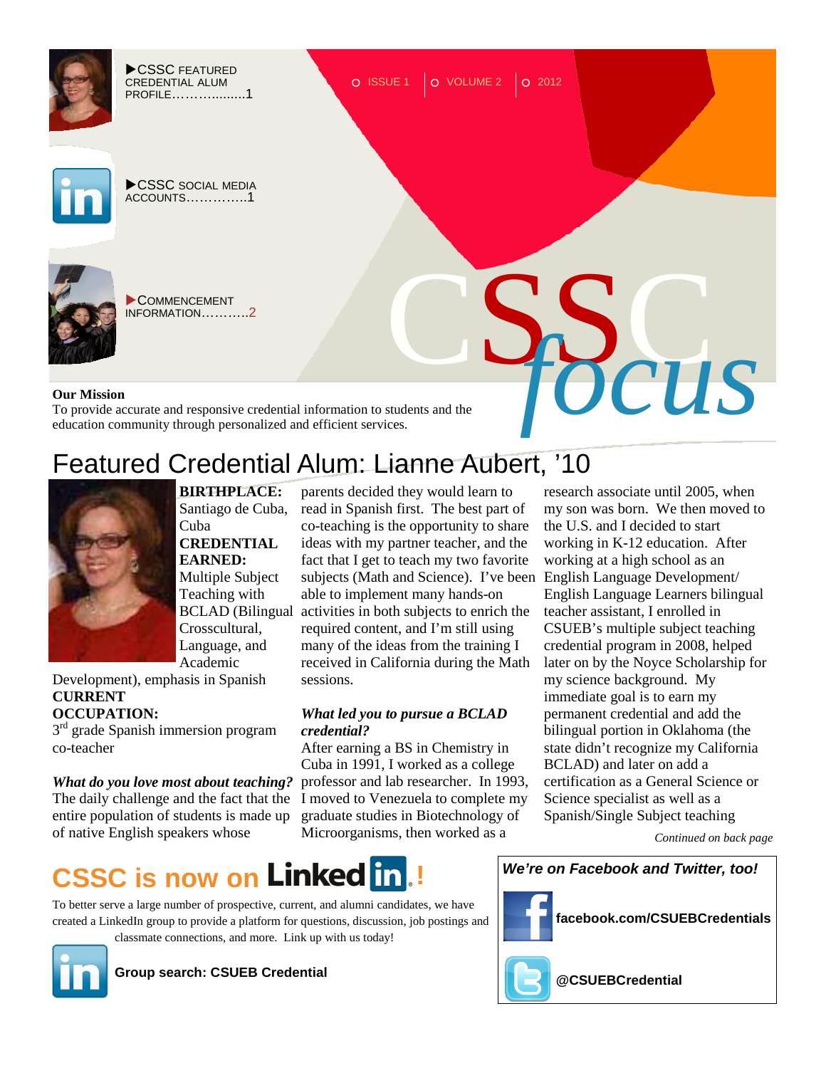▶CSSC FEATURED CREDENTIAL ALUM PROFILE……………...1

▶CSSC SOCIAL MEDIA ACCOUNTS…………..1

▶COMMENCEMENT INFORMATION………..2

ISSUE 1 | VOLUME 2 | 2012

# CSSC *focus*

**Our Mission**
To provide accurate and responsive credential information to students and the education community through personalized and efficient services.

## Featured Credential Alum: Lianne Aubert, '10

**BIRTHPLACE:** Santiago de Cuba, Cuba
**CREDENTIAL EARNED:** Multiple Subject Teaching with BCLAD (Bilingual Crosscultural, Language, and Academic Development), emphasis in Spanish
**CURRENT OCCUPATION:** 3rd grade Spanish immersion program co-teacher

***What do you love most about teaching?***
The daily challenge and the fact that the entire population of students is made up of native English speakers whose parents decided they would learn to read in Spanish first. The best part of co-teaching is the opportunity to share ideas with my partner teacher, and the fact that I get to teach my two favorite subjects (Math and Science). I've been able to implement many hands-on activities in both subjects to enrich the required content, and I'm still using many of the ideas from the training I received in California during the Math sessions.

***What led you to pursue a BCLAD credential?***
After earning a BS in Chemistry in Cuba in 1991, I worked as a college professor and lab researcher. In 1993, I moved to Venezuela to complete my graduate studies in Biotechnology of Microorganisms, then worked as a research associate until 2005, when my son was born. We then moved to the U.S. and I decided to start working in K-12 education. After working at a high school as an English Language Development/ English Language Learners bilingual teacher assistant, I enrolled in CSUEB's multiple subject teaching credential program in 2008, helped later on by the Noyce Scholarship for my science background. My immediate goal is to earn my permanent credential and add the bilingual portion in Oklahoma (the state didn't recognize my California BCLAD) and later on add a certification as a General Science or Science specialist as well as a Spanish/Single Subject teaching

*Continued on back page*

## CSSC is now on LinkedIn!

To better serve a large number of prospective, current, and alumni candidates, we have created a LinkedIn group to provide a platform for questions, discussion, job postings and classmate connections, and more. Link up with us today!

**Group search: CSUEB Credential**

***We're on Facebook and Twitter, too!***

**facebook.com/CSUEBCredentials**

**@CSUEBCredential**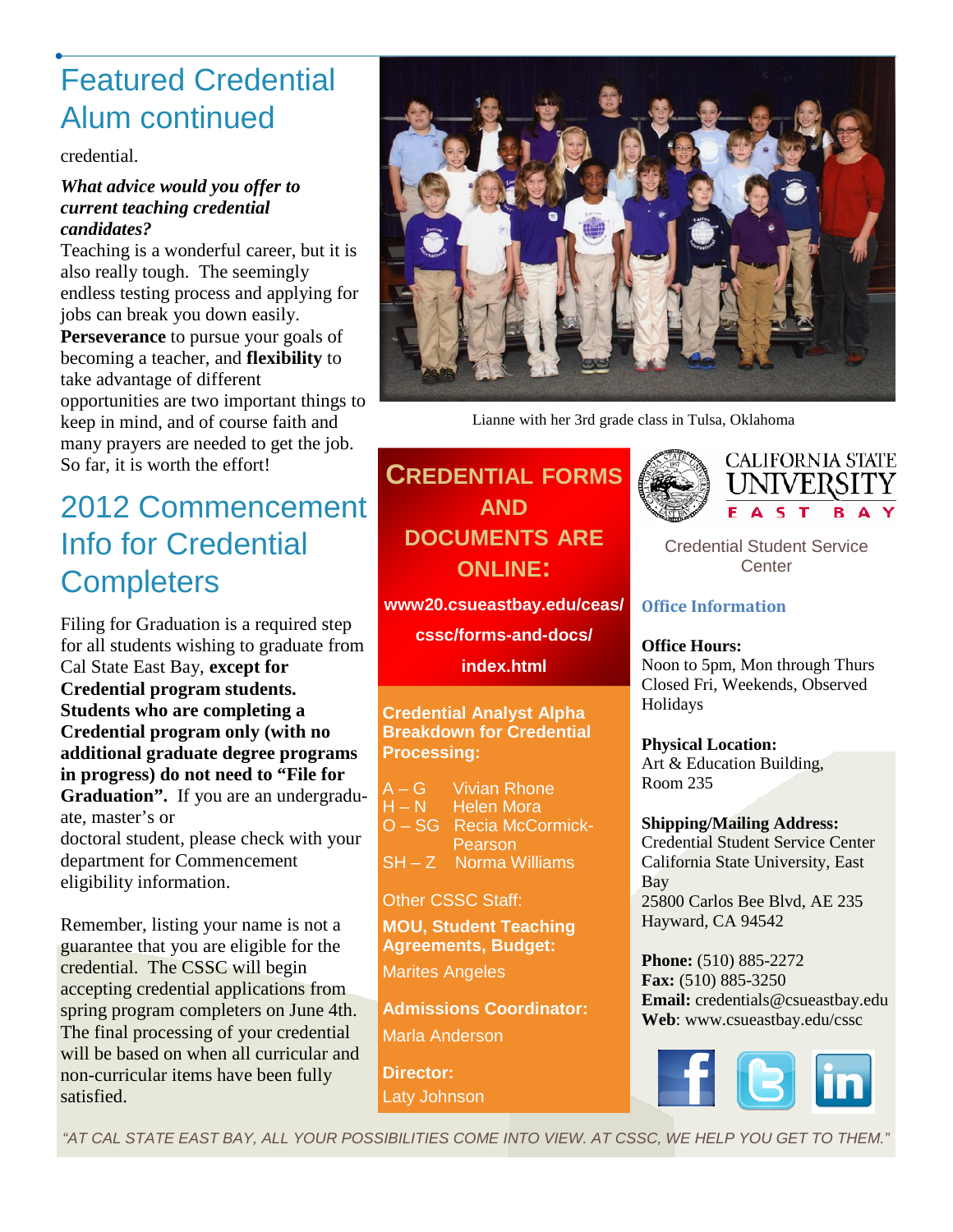## Featured Credential Alum continued

credential.

***What advice would you offer to current teaching credential candidates?***

Teaching is a wonderful career, but it is also really tough. The seemingly endless testing process and applying for jobs can break you down easily. **Perseverance** to pursue your goals of becoming a teacher, and **flexibility** to take advantage of different opportunities are two important things to keep in mind, and of course faith and many prayers are needed to get the job. So far, it is worth the effort!

Lianne with her 3rd grade class in Tulsa, Oklahoma

## 2012 Commencement Info for Credential Completers

Filing for Graduation is a required step for all students wishing to graduate from Cal State East Bay, **except for Credential program students. Students who are completing a Credential program only (with no additional graduate degree programs in progress) do not need to "File for Graduation".** If you are an undergraduate, master's or doctoral student, please check with your department for Commencement eligibility information.

Remember, listing your name is not a guarantee that you are eligible for the credential. The CSSC will begin accepting credential applications from spring program completers on June 4th. The final processing of your credential will be based on when all curricular and non-curricular items have been fully satisfied.

## CREDENTIAL FORMS AND DOCUMENTS ARE ONLINE:

**www20.csueastbay.edu/ceas/cssc/forms-and-docs/index.html**

**Credential Analyst Alpha Breakdown for Credential Processing:**

A – G Vivian Rhone
H – N Helen Mora
O – SG Recia McCormick-Pearson
SH – Z Norma Williams

Other CSSC Staff:

**MOU, Student Teaching Agreements, Budget:**
Marites Angeles

**Admissions Coordinator:**
Marla Anderson

**Director:**
Laty Johnson

CALIFORNIA STATE UNIVERSITY EAST BAY

Credential Student Service Center

### Office Information

**Office Hours:**
Noon to 5pm, Mon through Thurs
Closed Fri, Weekends, Observed Holidays

**Physical Location:**
Art & Education Building, Room 235

**Shipping/Mailing Address:**
Credential Student Service Center
California State University, East Bay
25800 Carlos Bee Blvd, AE 235
Hayward, CA 94542

**Phone:** (510) 885-2272
**Fax:** (510) 885-3250
**Email:** credentials@csueastbay.edu
**Web**: www.csueastbay.edu/cssc

*"AT CAL STATE EAST BAY, ALL YOUR POSSIBILITIES COME INTO VIEW. AT CSSC, WE HELP YOU GET TO THEM."*